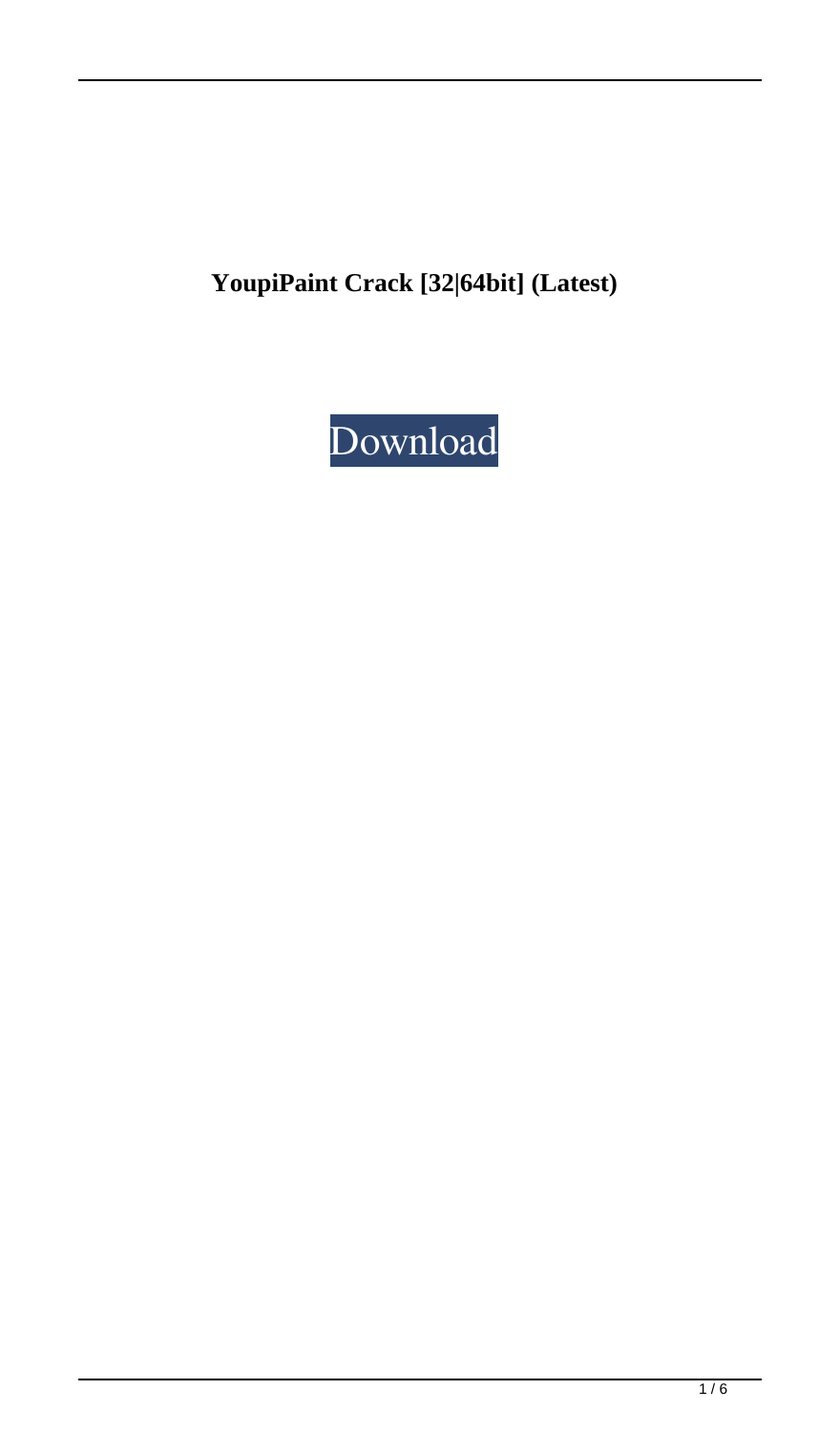**YoupiPaint Crack [32|64bit] (Latest)**

Download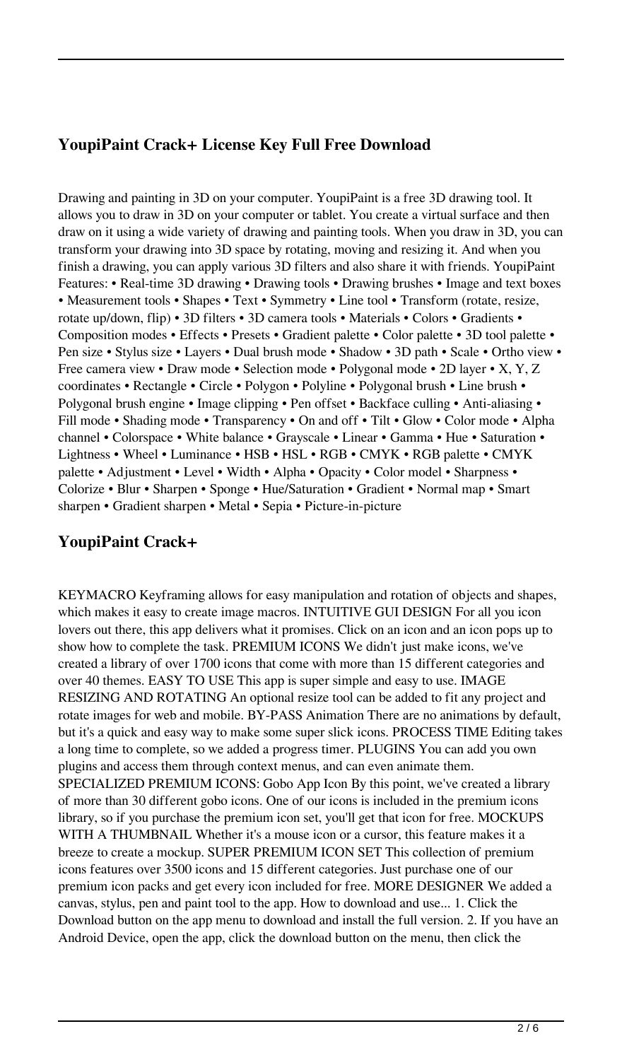## YoupiPaint Crack+ License Key Full Free Download

Drawing and painting in 3D on your computer. YoupiPaint is a free 3D drawing tool. It allows you to draw in 3D on your computer or tablet. You create a virtual surface and then draw on it using a wide variety of drawing and painting tools. When you draw in 3D, you can transform your drawing into 3D space by rotating, moving and resizing it. And when you finish a drawing, you can apply various 3D filters and also share it with friends. YoupiPaint Features: • Real-time 3D drawing • Drawing tools • Drawing brushes • Image and text boxes • Measurement tools • Shapes • Text • Symmetry • Line tool • Transform (rotate, resize, rotate up/down, flip) • 3D filters • 3D camera tools • Materials • Colors • Gradients • Composition modes • Effects • Presets • Gradient palette • Color palette • 3D tool palette • Pen size • Stylus size • Layers • Dual brush mode • Shadow • 3D path • Scale • Ortho view • Free camera view • Draw mode • Selection mode • Polygonal mode • 2D layer • X, Y, Z coordinates • Rectangle • Circle • Polygon • Polyline • Polygonal brush • Line brush • Polygonal brush engine • Image clipping • Pen offset • Backface culling • Anti-aliasing • Fill mode • Shading mode • Transparency • On and off • Tilt • Glow • Color mode • Alpha channel • Colorspace • White balance • Grayscale • Linear • Gamma • Hue • Saturation • Lightness • Wheel • Luminance • HSB • HSL • RGB • CMYK • RGB palette • CMYK palette • Adjustment • Level • Width • Alpha • Opacity • Color model • Sharpness • Colorize • Blur • Sharpen • Sponge • Hue/Saturation • Gradient • Normal map • Smart sharpen • Gradient sharpen • Metal • Sepia • Picture-in-picture

## YoupiPaint Crack+

KEYMACRO Keyframing allows for easy manipulation and rotation of objects and shapes, which makes it easy to create image macros. INTUITIVE GUI DESIGN For all you icon lovers out there, this app delivers what it promises. Click on an icon and an icon pops up to show how to complete the task. PREMIUM ICONS We didn't just make icons, we've created a library of over 1700 icons that come with more than 15 different categories and over 40 themes. EASY TO USE This app is super simple and easy to use. IMAGE RESIZING AND ROTATING An optional resize tool can be added to fit any project and rotate images for web and mobile. BY-PASS Animation There are no animations by default, but it's a quick and easy way to make some super slick icons. PROCESS TIME Editing takes a long time to complete, so we added a progress timer. PLUGINS You can add you own plugins and access them through context menus, and can even animate them. SPECIALIZED PREMIUM ICONS: Gobo App Icon By this point, we've created a library of more than 30 different gobo icons. One of our icons is included in the premium icons library, so if you purchase the premium icon set, you'll get that icon for free. MOCKUPS WITH A THUMBNAIL Whether it's a mouse icon or a cursor, this feature makes it a breeze to create a mockup. SUPER PREMIUM ICON SET This collection of premium icons features over 3500 icons and 15 different categories. Just purchase one of our premium icon packs and get every icon included for free. MORE DESIGNER We added a canvas, stylus, pen and paint tool to the app. How to download and use... 1. Click the Download button on the app menu to download and install the full version. 2. If you have an Android Device, open the app, click the download button on the menu, then click the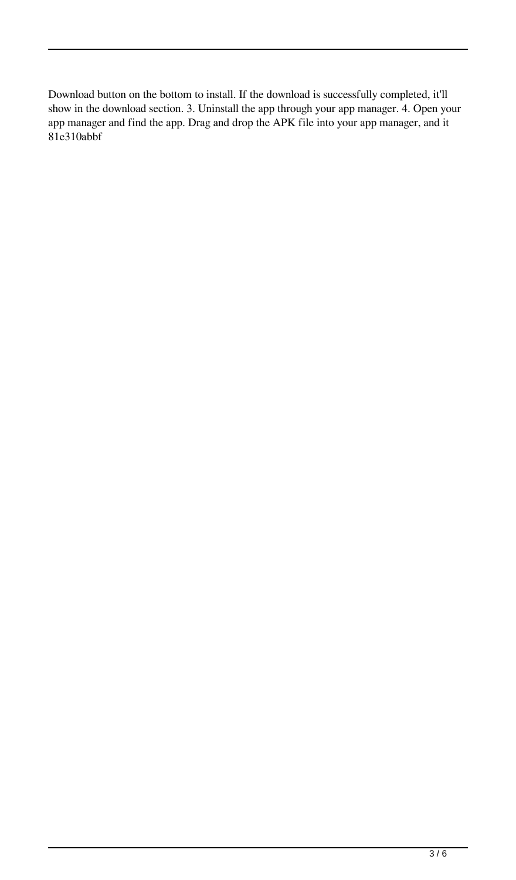Download button on the bottom to install. If the download is successfully completed, it'll show in the download section. 3. Uninstall the app through your app manager. 4. Open your app manager and find the app. Drag and drop the APK file into your app manager, and it 81e310abbf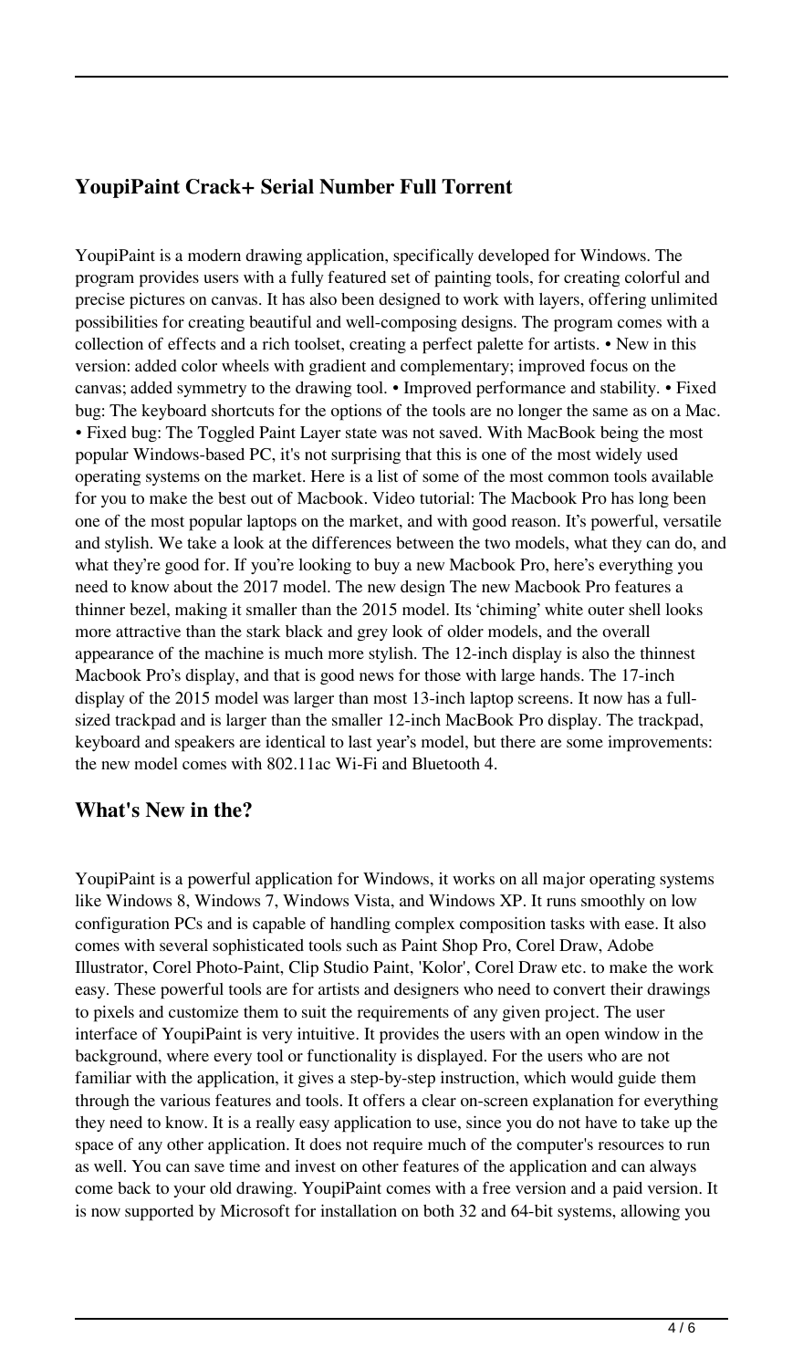## YoupiPaint Crack+ Serial Number Full Torrent

YoupiPaint is a modern drawing application, specifically developed for Windows. The program provides users with a fully featured set of painting tools, for creating colorful and precise pictures on canvas. It has also been designed to work with layers, offering unlimited possibilities for creating beautiful and well-composing designs. The program comes with a collection of effects and a rich toolset, creating a perfect palette for artists. • New in this version: added color wheels with gradient and complementary; improved focus on the canvas; added symmetry to the drawing tool. • Improved performance and stability. • Fixed bug: The keyboard shortcuts for the options of the tools are no longer the same as on a Mac. • Fixed bug: The Toggled Paint Layer state was not saved. With MacBook being the most popular Windows-based PC, it's not surprising that this is one of the most widely used operating systems on the market. Here is a list of some of the most common tools available for you to make the best out of Macbook. Video tutorial: The Macbook Pro has long been one of the most popular laptops on the market, and with good reason. It's powerful, versatile and stylish. We take a look at the differences between the two models, what they can do, and what they're good for. If you're looking to buy a new Macbook Pro, here's everything you need to know about the 2017 model. The new design The new Macbook Pro features a thinner bezel, making it smaller than the 2015 model. Its 'chiming' white outer shell looks more attractive than the stark black and grey look of older models, and the overall appearance of the machine is much more stylish. The 12-inch display is also the thinnest Macbook Pro's display, and that is good news for those with large hands. The 17-inch display of the 2015 model was larger than most 13-inch laptop screens. It now has a full-sized trackpad and is larger than the smaller 12-inch MacBook Pro display. The trackpad, keyboard and speakers are identical to last year's model, but there are some improvements: the new model comes with 802.11ac Wi-Fi and Bluetooth 4.

## What's New in the?

YoupiPaint is a powerful application for Windows, it works on all major operating systems like Windows 8, Windows 7, Windows Vista, and Windows XP. It runs smoothly on low configuration PCs and is capable of handling complex composition tasks with ease. It also comes with several sophisticated tools such as Paint Shop Pro, Corel Draw, Adobe Illustrator, Corel Photo-Paint, Clip Studio Paint, 'Kolor', Corel Draw etc. to make the work easy. These powerful tools are for artists and designers who need to convert their drawings to pixels and customize them to suit the requirements of any given project. The user interface of YoupiPaint is very intuitive. It provides the users with an open window in the background, where every tool or functionality is displayed. For the users who are not familiar with the application, it gives a step-by-step instruction, which would guide them through the various features and tools. It offers a clear on-screen explanation for everything they need to know. It is a really easy application to use, since you do not have to take up the space of any other application. It does not require much of the computer's resources to run as well. You can save time and invest on other features of the application and can always come back to your old drawing. YoupiPaint comes with a free version and a paid version. It is now supported by Microsoft for installation on both 32 and 64-bit systems, allowing you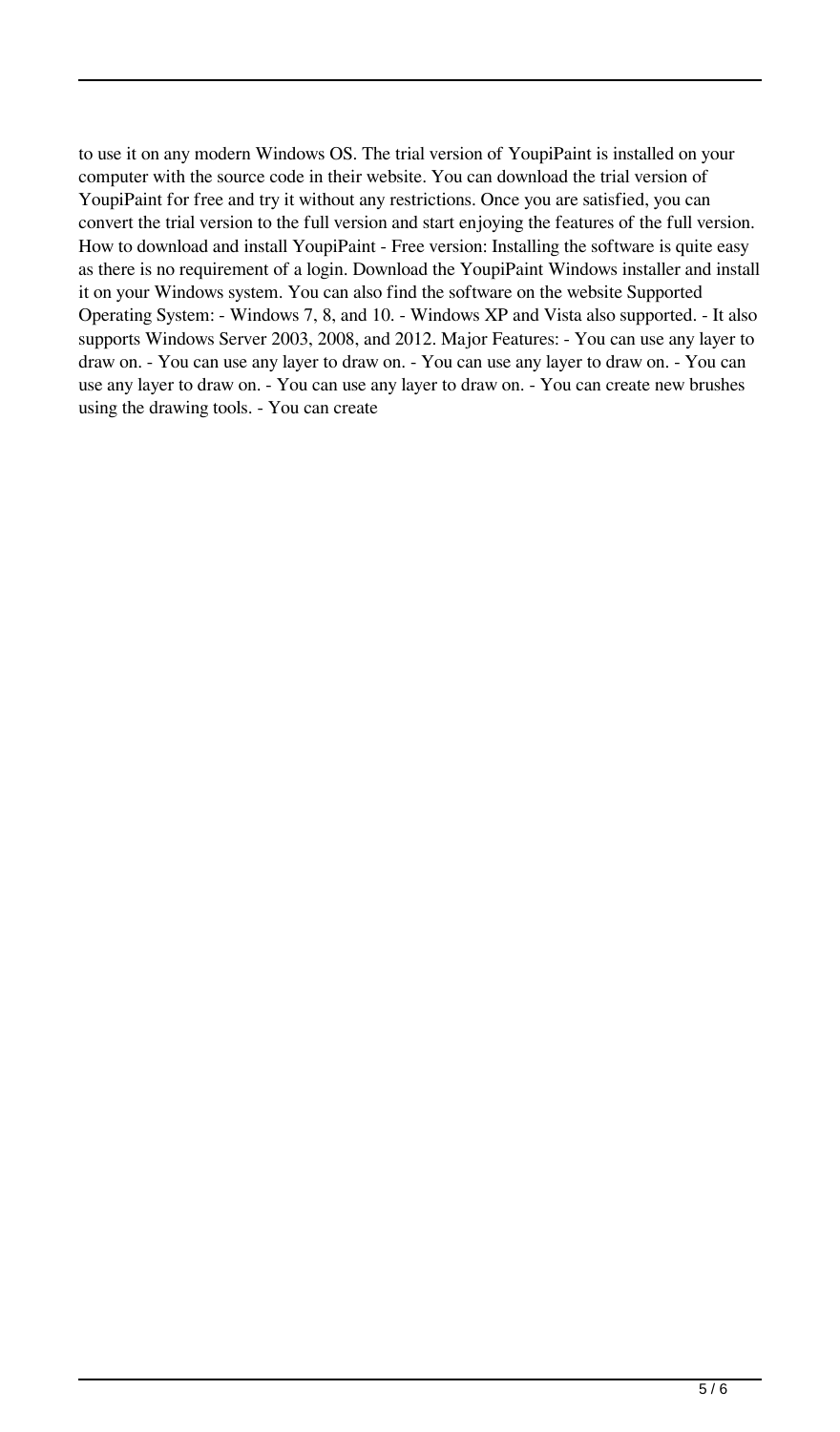to use it on any modern Windows OS. The trial version of YoupiPaint is installed on your computer with the source code in their website. You can download the trial version of YoupiPaint for free and try it without any restrictions. Once you are satisfied, you can convert the trial version to the full version and start enjoying the features of the full version. How to download and install YoupiPaint - Free version: Installing the software is quite easy as there is no requirement of a login. Download the YoupiPaint Windows installer and install it on your Windows system. You can also find the software on the website Supported Operating System: - Windows 7, 8, and 10. - Windows XP and Vista also supported. - It also supports Windows Server 2003, 2008, and 2012. Major Features: - You can use any layer to draw on. - You can use any layer to draw on. - You can use any layer to draw on. - You can use any layer to draw on. - You can use any layer to draw on. - You can create new brushes using the drawing tools. - You can create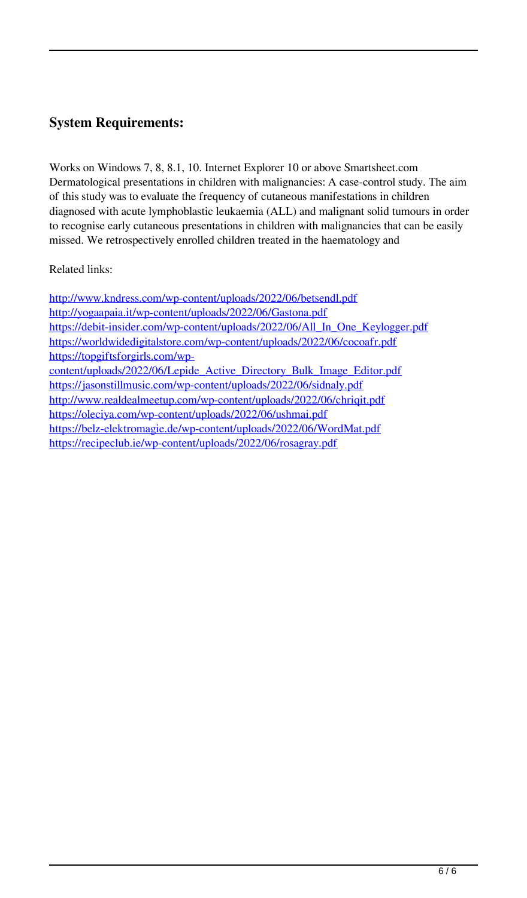## System Requirements:

Works on Windows 7, 8, 8.1, 10. Internet Explorer 10 or above Smartsheet.com Dermatological presentations in children with malignancies: A case-control study. The aim of this study was to evaluate the frequency of cutaneous manifestations in children diagnosed with acute lymphoblastic leukaemia (ALL) and malignant solid tumours in order to recognise early cutaneous presentations in children with malignancies that can be easily missed. We retrospectively enrolled children treated in the haematology and

Related links:

http://www.kndress.com/wp-content/uploads/2022/06/betsendl.pdf
http://yogaapaia.it/wp-content/uploads/2022/06/Gastona.pdf
https://debit-insider.com/wp-content/uploads/2022/06/All_In_One_Keylogger.pdf
https://worldwidedigitalstore.com/wp-content/uploads/2022/06/cocoafr.pdf
https://topgiftsforgirls.com/wp-content/uploads/2022/06/Lepide_Active_Directory_Bulk_Image_Editor.pdf
https://jasonstillmusic.com/wp-content/uploads/2022/06/sidnaly.pdf
http://www.realdealmeetup.com/wp-content/uploads/2022/06/chriqit.pdf
https://oleciya.com/wp-content/uploads/2022/06/ushmai.pdf
https://belz-elektromagie.de/wp-content/uploads/2022/06/WordMat.pdf
https://recipeclub.ie/wp-content/uploads/2022/06/rosagray.pdf